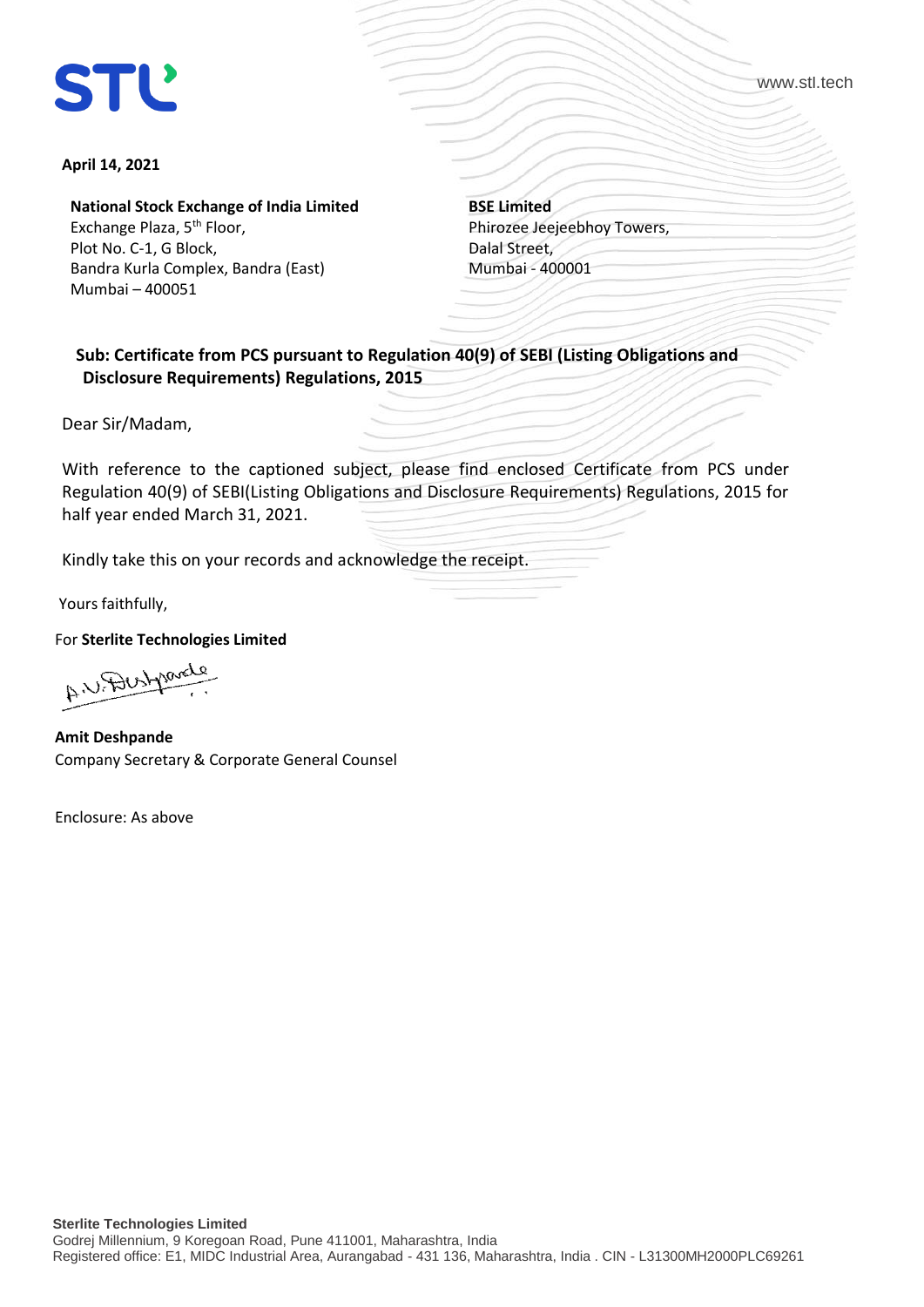**April 14, 2021**

**National Stock Exchange of India Limited**
Exchange Plaza, 5th Floor,
Plot No. C-1, G Block,
Bandra Kurla Complex, Bandra (East)
Mumbai – 400051

**BSE Limited**
Phirozee Jeejeebhoy Towers,
Dalal Street,
Mumbai - 400001

**Sub: Certificate from PCS pursuant to Regulation 40(9) of SEBI (Listing Obligations and Disclosure Requirements) Regulations, 2015**

Dear Sir/Madam,

With reference to the captioned subject, please find enclosed Certificate from PCS under Regulation 40(9) of SEBI(Listing Obligations and Disclosure Requirements) Regulations, 2015 for half year ended March 31, 2021.

Kindly take this on your records and acknowledge the receipt.

Yours faithfully,

For **Sterlite Technologies Limited**

**Amit Deshpande**
Company Secretary & Corporate General Counsel

Enclosure: As above

**Sterlite Technologies Limited**
Godrej Millennium, 9 Koregoan Road, Pune 411001, Maharashtra, India
Registered office: E1, MIDC Industrial Area, Aurangabad - 431 136, Maharashtra, India . CIN - L31300MH2000PLC69261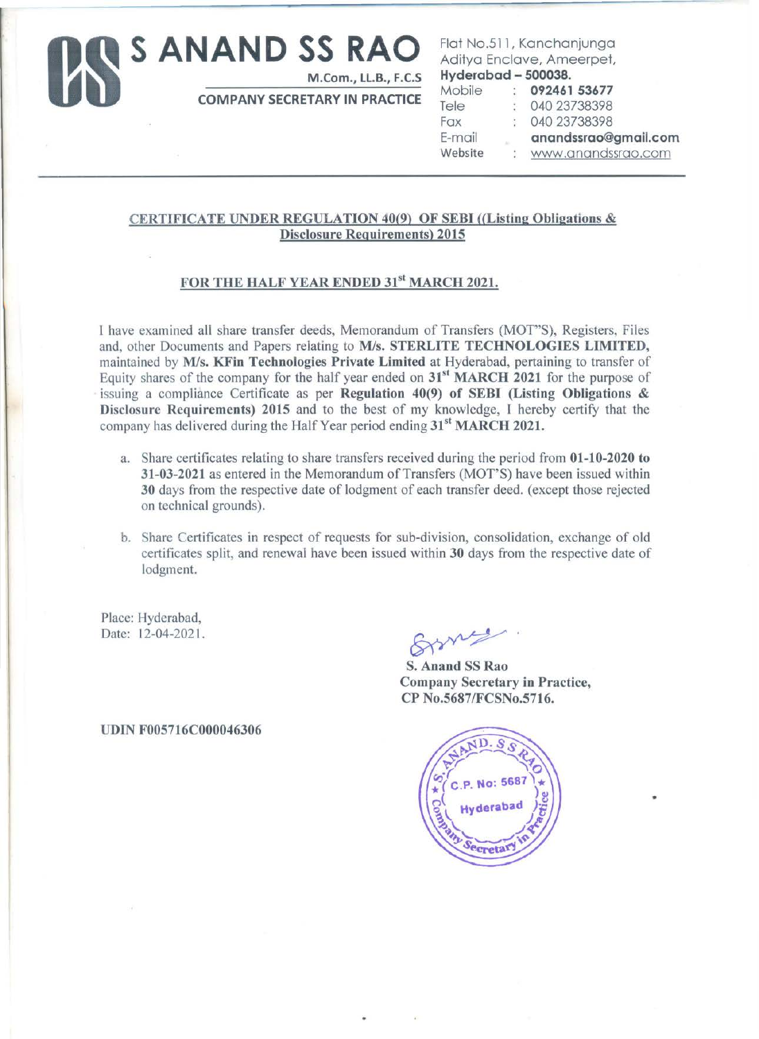# S ANAND SS RAO

M.Com., LL.B., F.C.S

**COMPANY SECRETARY IN PRACTICE**

Flat No.511, Kanchanjunga
Aditya Enclave, Ameerpet,
**Hyderabad – 500038.**

| | | |
|---|---|---|
| Mobile | : | **092461 53677** |
| Tele | : | 040 23738398 |
| Fax | : | 040 23738398 |
| E-mail | : | **anandssrao@gmail.com** |
| Website | : | www.anandssrao.com |

## CERTIFICATE UNDER REGULATION 40(9) OF SEBI ((Listing Obligations & Disclosure Requirements) 2015

## FOR THE HALF YEAR ENDED 31st MARCH 2021.

I have examined all share transfer deeds, Memorandum of Transfers (MOT"S), Registers, Files and, other Documents and Papers relating to **M/s. STERLITE TECHNOLOGIES LIMITED,** maintained by **M/s. KFin Technologies Private Limited** at Hyderabad, pertaining to transfer of Equity shares of the company for the half year ended on **31st MARCH 2021** for the purpose of issuing a compliance Certificate as per **Regulation 40(9) of SEBI (Listing Obligations & Disclosure Requirements) 2015** and to the best of my knowledge, I hereby certify that the company has delivered during the Half Year period ending **31st MARCH 2021.**

a. Share certificates relating to share transfers received during the period from **01-10-2020 to 31-03-2021** as entered in the Memorandum of Transfers (MOT'S) have been issued within **30** days from the respective date of lodgment of each transfer deed. (except those rejected on technical grounds).

b. Share Certificates in respect of requests for sub-division, consolidation, exchange of old certificates split, and renewal have been issued within **30** days from the respective date of lodgment.

Place: Hyderabad,
Date: 12-04-2021.

**S. Anand SS Rao**
**Company Secretary in Practice,**
**CP No.5687/FCSNo.5716.**

**UDIN F005716C000046306**

S. ANAND. SS RAO
C.P. No: 5687
Hyderabad
Company Secretary in Practice